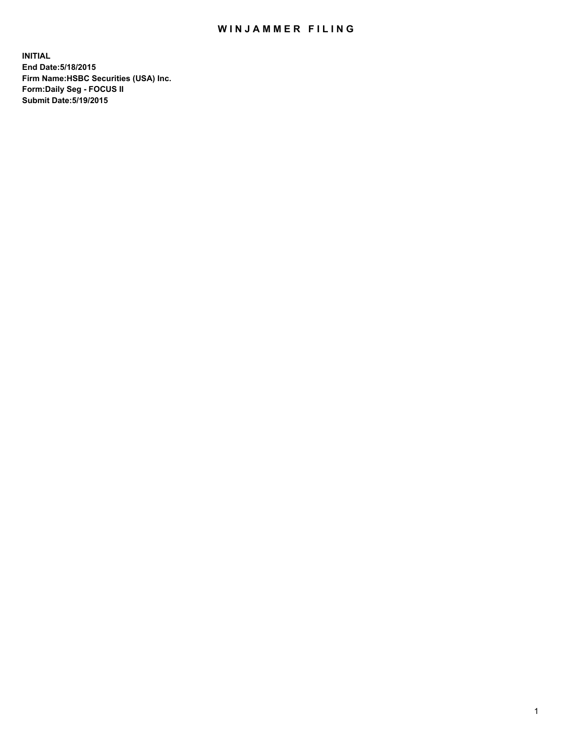# WINJAMMER FILING

**INITIAL**
**End Date:5/18/2015**
**Firm Name:HSBC Securities (USA) Inc.**
**Form:Daily Seg - FOCUS II**
**Submit Date:5/19/2015**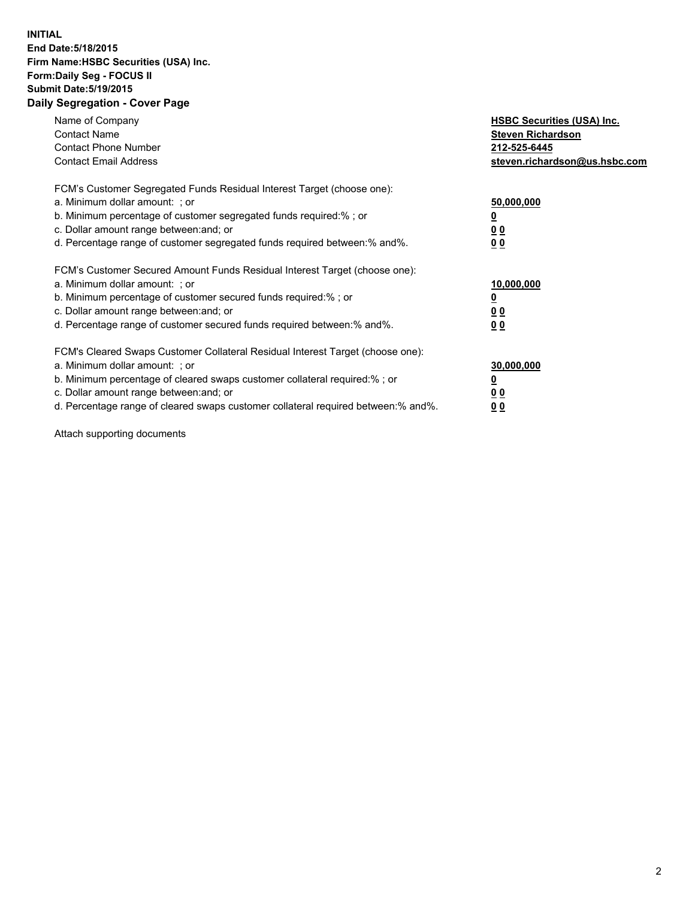**INITIAL**
**End Date:5/18/2015**
**Firm Name:HSBC Securities (USA) Inc.**
**Form:Daily Seg - FOCUS II**
**Submit Date:5/19/2015**

## Daily Segregation - Cover Page

| | |
|---|---|
| Name of Company | **HSBC Securities (USA) Inc.** |
| Contact Name | **Steven Richardson** |
| Contact Phone Number | **212-525-6445** |
| Contact Email Address | **steven.richardson@us.hsbc.com** |

| | |
|---|---|
| FCM's Customer Segregated Funds Residual Interest Target (choose one): | |
| a. Minimum dollar amount: ; or | **50,000,000** |
| b. Minimum percentage of customer segregated funds required:% ; or | **0** |
| c. Dollar amount range between:and; or | **0 0** |
| d. Percentage range of customer segregated funds required between:% and%. | **0 0** |

| | |
|---|---|
| FCM's Customer Secured Amount Funds Residual Interest Target (choose one): | |
| a. Minimum dollar amount: ; or | **10,000,000** |
| b. Minimum percentage of customer secured funds required:% ; or | **0** |
| c. Dollar amount range between:and; or | **0 0** |
| d. Percentage range of customer secured funds required between:% and%. | **0 0** |

| | |
|---|---|
| FCM's Cleared Swaps Customer Collateral Residual Interest Target (choose one): | |
| a. Minimum dollar amount: ; or | **30,000,000** |
| b. Minimum percentage of cleared swaps customer collateral required:% ; or | **0** |
| c. Dollar amount range between:and; or | **0 0** |
| d. Percentage range of cleared swaps customer collateral required between:% and%. | **0 0** |

Attach supporting documents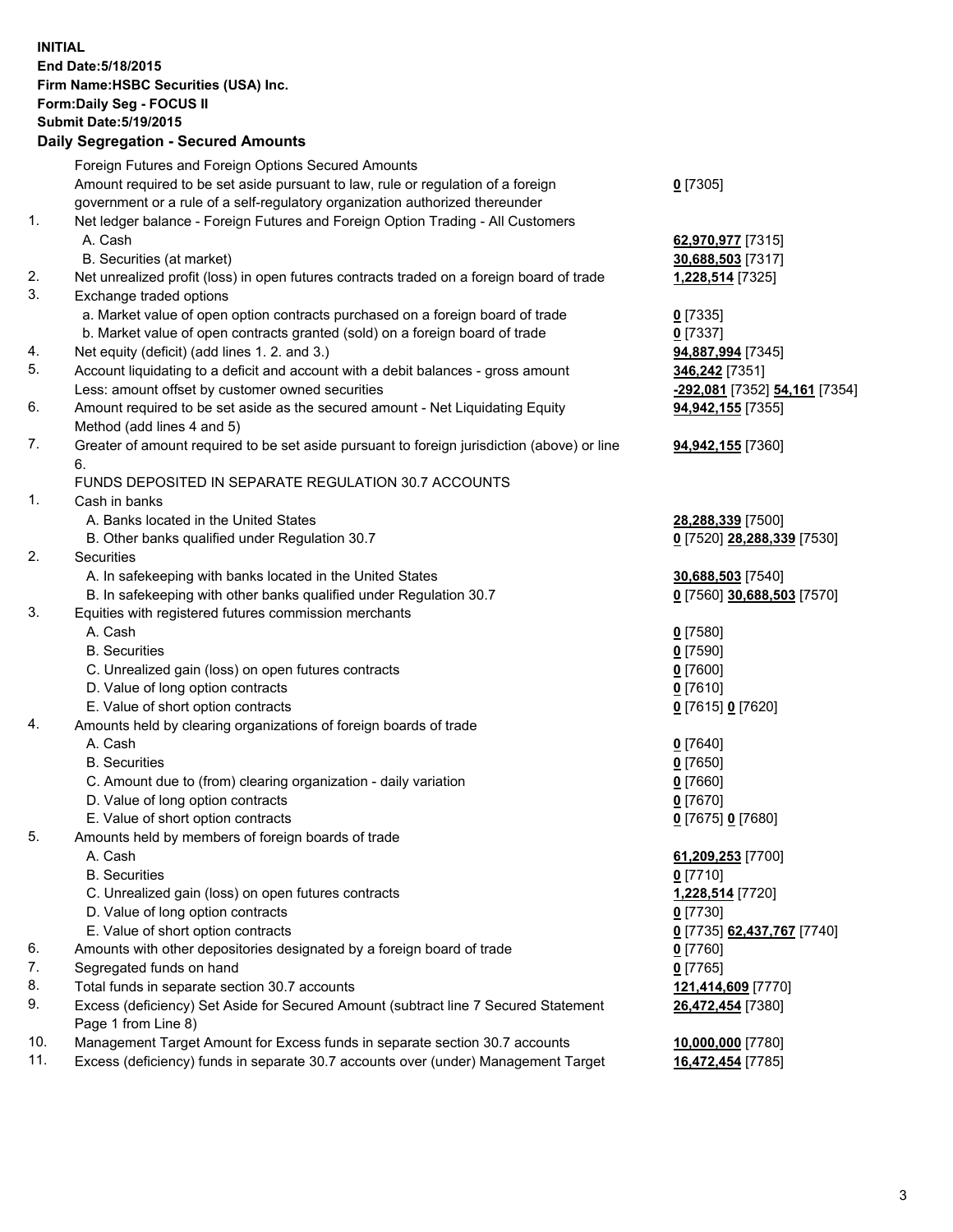**INITIAL**
**End Date:5/18/2015**
**Firm Name:HSBC Securities (USA) Inc.**
**Form:Daily Seg - FOCUS II**
**Submit Date:5/19/2015**
## Daily Segregation - Secured Amounts

| | | |
|---|---|---|
| | Foreign Futures and Foreign Options Secured Amounts | |
| | Amount required to be set aside pursuant to law, rule or regulation of a foreign government or a rule of a self-regulatory organization authorized thereunder | **0** [7305] |
| 1. | Net ledger balance - Foreign Futures and Foreign Option Trading - All Customers | |
| | A. Cash | **62,970,977** [7315] |
| | B. Securities (at market) | **30,688,503** [7317] |
| 2. | Net unrealized profit (loss) in open futures contracts traded on a foreign board of trade | **1,228,514** [7325] |
| 3. | Exchange traded options | |
| | a. Market value of open option contracts purchased on a foreign board of trade | **0** [7335] |
| | b. Market value of open contracts granted (sold) on a foreign board of trade | **0** [7337] |
| 4. | Net equity (deficit) (add lines 1. 2. and 3.) | **94,887,994** [7345] |
| 5. | Account liquidating to a deficit and account with a debit balances - gross amount | **346,242** [7351] |
| | Less: amount offset by customer owned securities | **-292,081** [7352] **54,161** [7354] |
| 6. | Amount required to be set aside as the secured amount - Net Liquidating Equity Method (add lines 4 and 5) | **94,942,155** [7355] |
| 7. | Greater of amount required to be set aside pursuant to foreign jurisdiction (above) or line 6. | **94,942,155** [7360] |
| | FUNDS DEPOSITED IN SEPARATE REGULATION 30.7 ACCOUNTS | |
| 1. | Cash in banks | |
| | A. Banks located in the United States | **28,288,339** [7500] |
| | B. Other banks qualified under Regulation 30.7 | **0** [7520] **28,288,339** [7530] |
| 2. | Securities | |
| | A. In safekeeping with banks located in the United States | **30,688,503** [7540] |
| | B. In safekeeping with other banks qualified under Regulation 30.7 | **0** [7560] **30,688,503** [7570] |
| 3. | Equities with registered futures commission merchants | |
| | A. Cash | **0** [7580] |
| | B. Securities | **0** [7590] |
| | C. Unrealized gain (loss) on open futures contracts | **0** [7600] |
| | D. Value of long option contracts | **0** [7610] |
| | E. Value of short option contracts | **0** [7615] **0** [7620] |
| 4. | Amounts held by clearing organizations of foreign boards of trade | |
| | A. Cash | **0** [7640] |
| | B. Securities | **0** [7650] |
| | C. Amount due to (from) clearing organization - daily variation | **0** [7660] |
| | D. Value of long option contracts | **0** [7670] |
| | E. Value of short option contracts | **0** [7675] **0** [7680] |
| 5. | Amounts held by members of foreign boards of trade | |
| | A. Cash | **61,209,253** [7700] |
| | B. Securities | **0** [7710] |
| | C. Unrealized gain (loss) on open futures contracts | **1,228,514** [7720] |
| | D. Value of long option contracts | **0** [7730] |
| | E. Value of short option contracts | **0** [7735] **62,437,767** [7740] |
| 6. | Amounts with other depositories designated by a foreign board of trade | **0** [7760] |
| 7. | Segregated funds on hand | **0** [7765] |
| 8. | Total funds in separate section 30.7 accounts | **121,414,609** [7770] |
| 9. | Excess (deficiency) Set Aside for Secured Amount (subtract line 7 Secured Statement Page 1 from Line 8) | **26,472,454** [7380] |
| 10. | Management Target Amount for Excess funds in separate section 30.7 accounts | **10,000,000** [7780] |
| 11. | Excess (deficiency) funds in separate 30.7 accounts over (under) Management Target | **16,472,454** [7785] |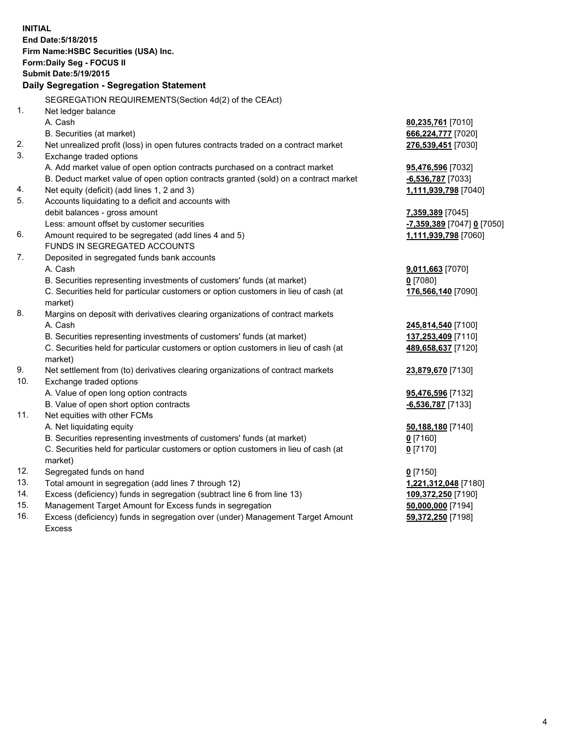**INITIAL**
**End Date:5/18/2015**
**Firm Name:HSBC Securities (USA) Inc.**
**Form:Daily Seg - FOCUS II**
**Submit Date:5/19/2015**

## Daily Segregation - Segregation Statement

| | | |
|---|---|---|
| | SEGREGATION REQUIREMENTS(Section 4d(2) of the CEAct) | |
| 1. | Net ledger balance | |
| | A. Cash | **80,235,761** [7010] |
| | B. Securities (at market) | **666,224,777** [7020] |
| 2. | Net unrealized profit (loss) in open futures contracts traded on a contract market | **276,539,451** [7030] |
| 3. | Exchange traded options | |
| | A. Add market value of open option contracts purchased on a contract market | **95,476,596** [7032] |
| | B. Deduct market value of open option contracts granted (sold) on a contract market | **-6,536,787** [7033] |
| 4. | Net equity (deficit) (add lines 1, 2 and 3) | **1,111,939,798** [7040] |
| 5. | Accounts liquidating to a deficit and accounts with | |
| | debit balances - gross amount | **7,359,389** [7045] |
| | Less: amount offset by customer securities | **-7,359,389** [7047] **0** [7050] |
| 6. | Amount required to be segregated (add lines 4 and 5) | **1,111,939,798** [7060] |
| | FUNDS IN SEGREGATED ACCOUNTS | |
| 7. | Deposited in segregated funds bank accounts | |
| | A. Cash | **9,011,663** [7070] |
| | B. Securities representing investments of customers' funds (at market) | **0** [7080] |
| | C. Securities held for particular customers or option customers in lieu of cash (at market) | **176,566,140** [7090] |
| 8. | Margins on deposit with derivatives clearing organizations of contract markets | |
| | A. Cash | **245,814,540** [7100] |
| | B. Securities representing investments of customers' funds (at market) | **137,253,409** [7110] |
| | C. Securities held for particular customers or option customers in lieu of cash (at market) | **489,658,637** [7120] |
| 9. | Net settlement from (to) derivatives clearing organizations of contract markets | **23,879,670** [7130] |
| 10. | Exchange traded options | |
| | A. Value of open long option contracts | **95,476,596** [7132] |
| | B. Value of open short option contracts | **-6,536,787** [7133] |
| 11. | Net equities with other FCMs | |
| | A. Net liquidating equity | **50,188,180** [7140] |
| | B. Securities representing investments of customers' funds (at market) | **0** [7160] |
| | C. Securities held for particular customers or option customers in lieu of cash (at market) | **0** [7170] |
| 12. | Segregated funds on hand | **0** [7150] |
| 13. | Total amount in segregation (add lines 7 through 12) | **1,221,312,048** [7180] |
| 14. | Excess (deficiency) funds in segregation (subtract line 6 from line 13) | **109,372,250** [7190] |
| 15. | Management Target Amount for Excess funds in segregation | **50,000,000** [7194] |
| 16. | Excess (deficiency) funds in segregation over (under) Management Target Amount Excess | **59,372,250** [7198] |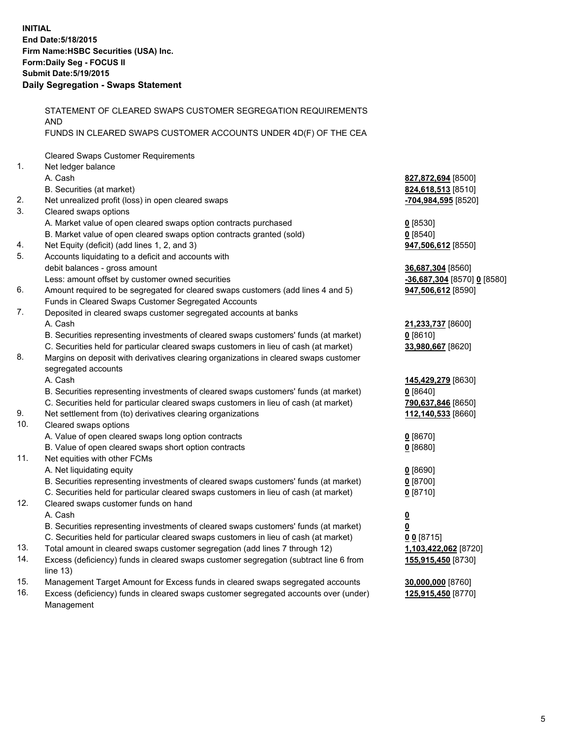**INITIAL**
**End Date:5/18/2015**
**Firm Name:HSBC Securities (USA) Inc.**
**Form:Daily Seg - FOCUS II**
**Submit Date:5/19/2015**
**Daily Segregation - Swaps Statement**

STATEMENT OF CLEARED SWAPS CUSTOMER SEGREGATION REQUIREMENTS AND FUNDS IN CLEARED SWAPS CUSTOMER ACCOUNTS UNDER 4D(F) OF THE CEA

| | | |
|---|---|---|
| | Cleared Swaps Customer Requirements | |
| 1. | Net ledger balance | |
| | A. Cash | **827,872,694** [8500] |
| | B. Securities (at market) | **824,618,513** [8510] |
| 2. | Net unrealized profit (loss) in open cleared swaps | **-704,984,595** [8520] |
| 3. | Cleared swaps options | |
| | A. Market value of open cleared swaps option contracts purchased | **0** [8530] |
| | B. Market value of open cleared swaps option contracts granted (sold) | **0** [8540] |
| 4. | Net Equity (deficit) (add lines 1, 2, and 3) | **947,506,612** [8550] |
| 5. | Accounts liquidating to a deficit and accounts with debit balances - gross amount | **36,687,304** [8560] |
| | Less: amount offset by customer owned securities | **-36,687,304** [8570] **0** [8580] |
| 6. | Amount required to be segregated for cleared swaps customers (add lines 4 and 5) | **947,506,612** [8590] |
| | Funds in Cleared Swaps Customer Segregated Accounts | |
| 7. | Deposited in cleared swaps customer segregated accounts at banks | |
| | A. Cash | **21,233,737** [8600] |
| | B. Securities representing investments of cleared swaps customers' funds (at market) | **0** [8610] |
| | C. Securities held for particular cleared swaps customers in lieu of cash (at market) | **33,980,667** [8620] |
| 8. | Margins on deposit with derivatives clearing organizations in cleared swaps customer segregated accounts | |
| | A. Cash | **145,429,279** [8630] |
| | B. Securities representing investments of cleared swaps customers' funds (at market) | **0** [8640] |
| | C. Securities held for particular cleared swaps customers in lieu of cash (at market) | **790,637,846** [8650] |
| 9. | Net settlement from (to) derivatives clearing organizations | **112,140,533** [8660] |
| 10. | Cleared swaps options | |
| | A. Value of open cleared swaps long option contracts | **0** [8670] |
| | B. Value of open cleared swaps short option contracts | **0** [8680] |
| 11. | Net equities with other FCMs | |
| | A. Net liquidating equity | **0** [8690] |
| | B. Securities representing investments of cleared swaps customers' funds (at market) | **0** [8700] |
| | C. Securities held for particular cleared swaps customers in lieu of cash (at market) | **0** [8710] |
| 12. | Cleared swaps customer funds on hand | |
| | A. Cash | **0** |
| | B. Securities representing investments of cleared swaps customers' funds (at market) | **0** |
| | C. Securities held for particular cleared swaps customers in lieu of cash (at market) | **0** **0** [8715] |
| 13. | Total amount in cleared swaps customer segregation (add lines 7 through 12) | **1,103,422,062** [8720] |
| 14. | Excess (deficiency) funds in cleared swaps customer segregation (subtract line 6 from line 13) | **155,915,450** [8730] |
| 15. | Management Target Amount for Excess funds in cleared swaps segregated accounts | **30,000,000** [8760] |
| 16. | Excess (deficiency) funds in cleared swaps customer segregated accounts over (under) Management | **125,915,450** [8770] |